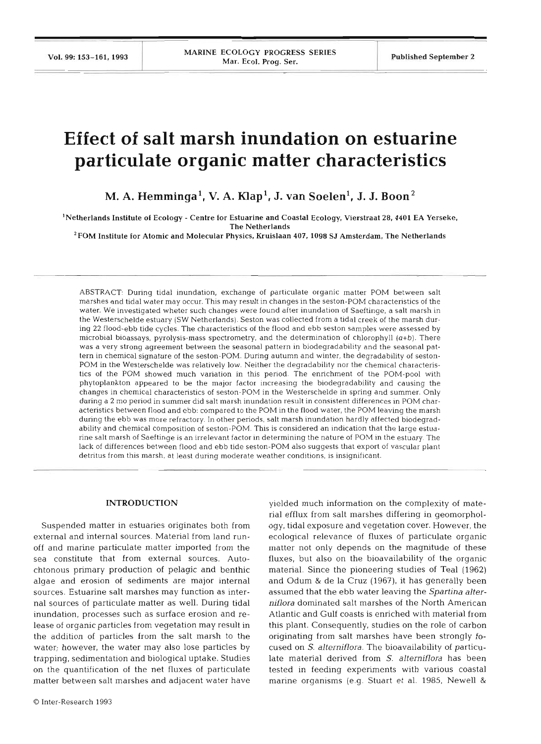# Effect of salt marsh inundation on estuarine particulate organic matter characteristics

**M. A. Hemminga[1], V. A. Klap[1], J. van Soelen[1], J. J. Boon[2]**

[1]Netherlands Institute of Ecology - Centre for Estuarine and Coastal Ecology, Vierstraat 28, 4401 EA Yerseke, The Netherlands

[2]FOM Institute for Atomic and Molecular Physics, Kruislaan 407, 1098 SJ Amsterdam, The Netherlands

ABSTRACT: During tidal inundation, exchange of particulate organic matter POM between salt marshes and tidal water may occur. This may result in changes in the seston-POM characteristics of the water. We investigated wheter such changes were found after inundation of Saeftinge, a salt marsh in the Westerschelde estuary (SW Netherlands). Seston was collected from a tidal creek of the marsh during 22 flood-ebb tide cycles. The characteristics of the flood and ebb seston samples were assessed by microbial bioassays, pyrolysis-mass spectrometry, and the determination of chlorophyll ($a$+$b$). There was a very strong agreement between the seasonal pattern in biodegradability and the seasonal pattern in chemical signature of the seston-POM. During autumn and winter, the degradability of seston-POM in the Westerschelde was relatively low. Neither the degradability nor the chemical characteristics of the POM showed much variation in this period. The enrichment of the POM-pool with phytoplankton appeared to be the major factor increasing the biodegradability and causing the changes in chemical characteristics of seston-POM in the Westerschelde in spring and summer. Only during a 2 mo period in summer did salt marsh inundation result in consistent differences in POM characteristics between flood and ebb: compared to the POM in the flood water, the POM leaving the marsh during the ebb was more refractory. In other periods, salt marsh inundation hardly affected biodegradability and chemical composition of seston-POM. This is considered an indication that the large estuarine salt marsh of Saeftinge is an irrelevant factor in determining the nature of POM in the estuary. The lack of differences between flood and ebb tide seston-POM also suggests that export of vascular plant detritus from this marsh, at least during moderate weather conditions, is insignificant.

## INTRODUCTION

Suspended matter in estuaries originates both from external and internal sources. Material from land runoff and marine particulate matter imported from the sea constitute that from external sources. Autochtonous primary production of pelagic and benthic algae and erosion of sediments are major internal sources. Estuarine salt marshes may function as internal sources of particulate matter as well. During tidal inundation, processes such as surface erosion and release of organic particles from vegetation may result in the addition of particles from the salt marsh to the water; however, the water may also lose particles by trapping, sedimentation and biological uptake. Studies on the quantification of the net fluxes of particulate matter between salt marshes and adjacent water have yielded much information on the complexity of material efflux from salt marshes differing in geomorphology, tidal exposure and vegetation cover. However, the ecological relevance of fluxes of particulate organic matter not only depends on the magnitude of these fluxes, but also on the bioavailability of the organic material. Since the pioneering studies of Teal (1962) and Odum & de la Cruz (1967), it has generally been assumed that the ebb water leaving the *Spartina alterniflora* dominated salt marshes of the North American Atlantic and Gulf coasts is enriched with material from this plant. Consequently, studies on the role of carbon originating from salt marshes have been strongly focused on *S. alterniflora*. The bioavailability of particulate material derived from *S. alterniflora* has been tested in feeding experiments with various coastal marine organisms (e.g. Stuart et al. 1985, Newell &

© Inter-Research 1993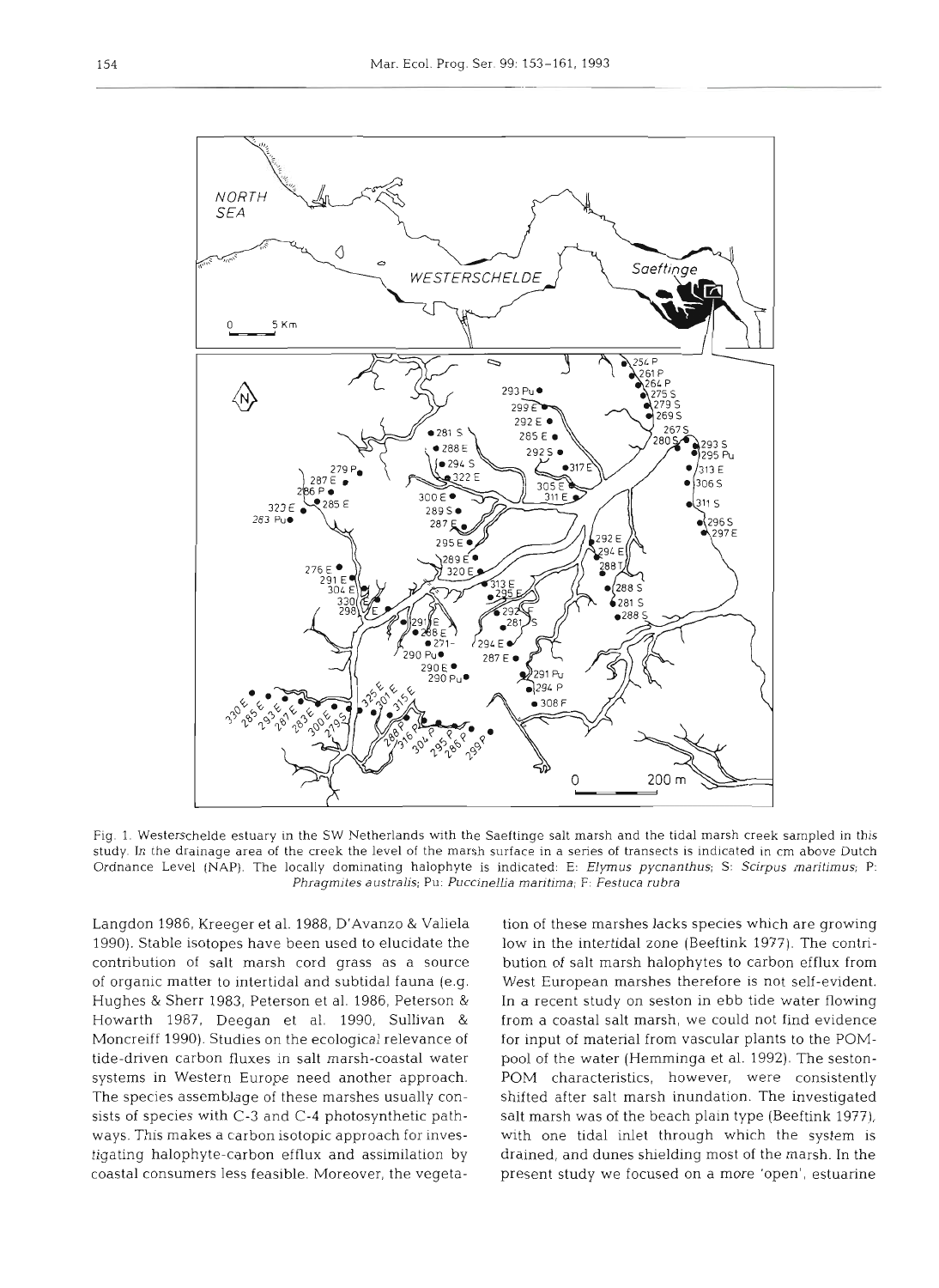Fig. 1. Westerschelde estuary in the SW Netherlands with the Saeftinge salt marsh and the tidal marsh creek sampled in this study. In the drainage area of the creek the level of the marsh surface in a series of transects is indicated in cm above Dutch Ordnance Level (NAP). The locally dominating halophyte is indicated: E: *Elymus pycnanthus*; S: *Scirpus maritimus*; P: *Phragmites australis*; Pu: *Puccinellia maritima*; F: *Festuca rubra*

Langdon 1986, Kreeger et al. 1988, D'Avanzo & Valiela 1990). Stable isotopes have been used to elucidate the contribution of salt marsh cord grass as a source of organic matter to intertidal and subtidal fauna (e.g. Hughes & Sherr 1983, Peterson et al. 1986, Peterson & Howarth 1987, Deegan et al. 1990, Sullivan & Moncreiff 1990). Studies on the ecological relevance of tide-driven carbon fluxes in salt marsh-coastal water systems in Western Europe need another approach. The species assemblage of these marshes usually consists of species with C-3 and C-4 photosynthetic pathways. This makes a carbon isotopic approach for investigating halophyte-carbon efflux and assimilation by coastal consumers less feasible. Moreover, the vegetation of these marshes lacks species which are growing low in the intertidal zone (Beeftink 1977). The contribution of salt marsh halophytes to carbon efflux from West European marshes therefore is not self-evident. In a recent study on seston in ebb tide water flowing from a coastal salt marsh, we could not find evidence for input of material from vascular plants to the POM-pool of the water (Hemminga et al. 1992). The seston-POM characteristics, however, were consistently shifted after salt marsh inundation. The investigated salt marsh was of the beach plain type (Beeftink 1977), with one tidal inlet through which the system is drained, and dunes shielding most of the marsh. In the present study we focused on a more 'open', estuarine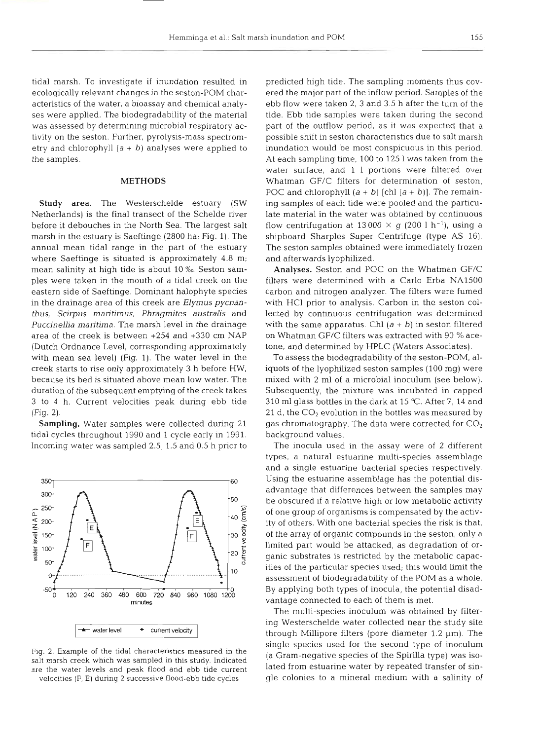tidal marsh. To investigate if inundation resulted in ecologically relevant changes in the seston-POM characteristics of the water, a bioassay and chemical analyses were applied. The biodegradability of the material was assessed by determining microbial respiratory activity on the seston. Further, pyrolysis-mass spectrometry and chlorophyll ($a + b$) analyses were applied to the samples.

## METHODS

**Study area.** The Westerschelde estuary (SW Netherlands) is the final transect of the Schelde river before it debouches in the North Sea. The largest salt marsh in the estuary is Saeftinge (2800 ha; Fig. 1). The annual mean tidal range in the part of the estuary where Saeftinge is situated is approximately 4.8 m; mean salinity at high tide is about 10 ‰. Seston samples were taken in the mouth of a tidal creek on the eastern side of Saeftinge. Dominant halophyte species in the drainage area of this creek are *Elymus pycnanthus, Scirpus maritimus, Phragmites australis* and *Puccinellia maritima*. The marsh level in the drainage area of the creek is between +254 and +330 cm NAP (Dutch Ordnance Level, corresponding approximately with mean sea level) (Fig. 1). The water level in the creek starts to rise only approximately 3 h before HW, because its bed is situated above mean low water. The duration of the subsequent emptying of the creek takes 3 to 4 h. Current velocities peak during ebb tide (Fig. 2).

**Sampling.** Water samples were collected during 21 tidal cycles throughout 1990 and 1 cycle early in 1991. Incoming water was sampled 2.5, 1.5 and 0.5 h prior to predicted high tide. The sampling moments thus covered the major part of the inflow period. Samples of the ebb flow were taken 2, 3 and 3.5 h after the turn of the tide. Ebb tide samples were taken during the second part of the outflow period, as it was expected that a possible shift in seston characteristics due to salt marsh inundation would be most conspicuous in this period. At each sampling time, 100 to 125 l was taken from the water surface, and 1 l portions were filtered over Whatman GF/C filters for determination of seston, POC and chlorophyll ($a + b$) [chl ($a + b$)]. The remaining samples of each tide were pooled and the particulate material in the water was obtained by continuous flow centrifugation at $13\,000 \times g$ (200 l $h^{-1}$), using a shipboard Sharples Super Centrifuge (type AS 16). The seston samples obtained were immediately frozen and afterwards lyophilized.

Fig. 2. Example of the tidal characteristics measured in the salt marsh creek which was sampled in this study. Indicated are the water levels and peak flood and ebb tide current velocities (F, E) during 2 successive flood-ebb tide cycles

**Analyses.** Seston and POC on the Whatman GF/C filters were determined with a Carlo Erba NA1500 carbon and nitrogen analyzer. The filters were fumed with HCl prior to analysis. Carbon in the seston collected by continuous centrifugation was determined with the same apparatus. Chl ($a + b$) in seston filtered on Whatman GF/C filters was extracted with 90 % acetone, and determined by HPLC (Waters Associates).

To assess the biodegradability of the seston-POM, aliquots of the lyophilized seston samples (100 mg) were mixed with 2 ml of a microbial inoculum (see below). Subsequently, the mixture was incubated in capped 310 ml glass bottles in the dark at 15 °C. After 7, 14 and 21 d, the $CO_2$ evolution in the bottles was measured by gas chromatography. The data were corrected for $CO_2$ background values.

The inocula used in the assay were of 2 different types, a natural estuarine multi-species assemblage and a single estuarine bacterial species respectively. Using the estuarine assemblage has the potential disadvantage that differences between the samples may be obscured if a relative high or low metabolic activity of one group of organisms is compensated by the activity of others. With one bacterial species the risk is that, of the array of organic compounds in the seston, only a limited part would be attacked, as degradation of organic substrates is restricted by the metabolic capacities of the particular species used; this would limit the assessment of biodegradability of the POM as a whole. By applying both types of inocula, the potential disadvantage connected to each of them is met.

The multi-species inoculum was obtained by filtering Westerschelde water collected near the study site through Millipore filters (pore diameter 1.2 µm). The single species used for the second type of inoculum (a Gram-negative species of the Spirilla type) was isolated from estuarine water by repeated transfer of single colonies to a mineral medium with a salinity of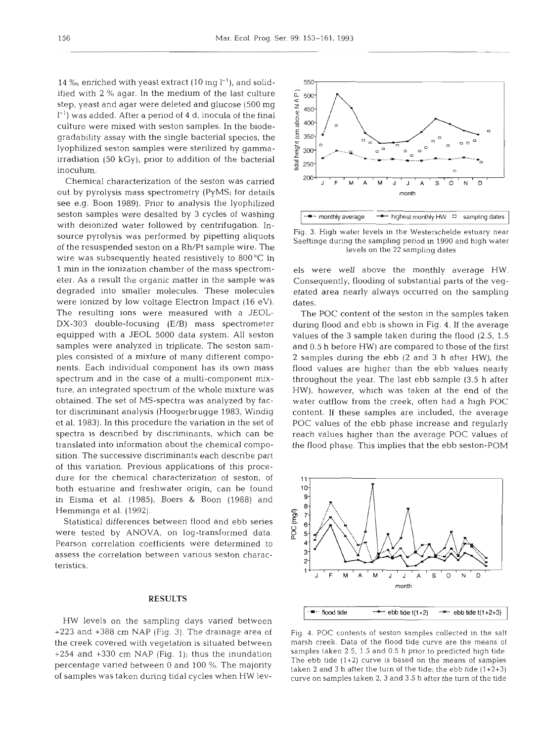14 ‰, enriched with yeast extract (10 mg $l^{-1}$), and solidified with 2 % agar. In the medium of the last culture step, yeast and agar were deleted and glucose (500 mg $l^{-1}$) was added. After a period of 4 d, inocula of the final culture were mixed with seston samples. In the biodegradability assay with the single bacterial species, the lyophilized seston samples were sterilized by gamma-irradiation (50 kGy), prior to addition of the bacterial inoculum.

Chemical characterization of the seston was carried out by pyrolysis mass spectrometry (PyMS; for details see e.g. Boon 1989). Prior to analysis the lyophilized seston samples were desalted by 3 cycles of washing with deionized water followed by centrifugation. In-source pyrolysis was performed by pipetting aliquots of the resuspended seston on a Rh/Pt sample wire. The wire was subsequently heated resistively to 800 °C in 1 min in the ionization chamber of the mass spectrometer. As a result the organic matter in the sample was degraded into smaller molecules. These molecules were ionized by low voltage Electron Impact (16 eV). The resulting ions were measured with a JEOL-DX-303 double-focusing (E/B) mass spectrometer equipped with a JEOL 5000 data system. All seston samples were analyzed in triplicate. The seston samples consisted of a mixture of many different components. Each individual component has its own mass spectrum and in the case of a multi-component mixture, an integrated spectrum of the whole mixture was obtained. The set of MS-spectra was analyzed by factor discriminant analysis (Hoogerbrugge 1983, Windig et al. 1983). In this procedure the variation in the set of spectra is described by discriminants, which can be translated into information about the chemical composition. The successive discriminants each describe part of this variation. Previous applications of this procedure for the chemical characterization of seston, of both estuarine and freshwater origin, can be found in Eisma et al. (1985), Boers & Boon (1988) and Hemminga et al. (1992).

Statistical differences between flood and ebb series were tested by ANOVA, on log-transformed data. Pearson correlation coefficients were determined to assess the correlation between various seston characteristics.

## RESULTS

HW levels on the sampling days varied between +223 and +388 cm NAP (Fig. 3). The drainage area of the creek covered with vegetation is situated between +254 and +330 cm NAP (Fig. 1); thus the inundation percentage varied between 0 and 100 %. The majority of samples was taken during tidal cycles when HW levels were well above the monthly average HW. Consequently, flooding of substantial parts of the vegetated area nearly always occurred on the sampling dates.

Fig. 3. High water levels in the Westerschelde estuary near Saeftinge during the sampling period in 1990 and high water levels on the 22 sampling dates

The POC content of the seston in the samples taken during flood and ebb is shown in Fig. 4. If the average values of the 3 sample taken during the flood (2.5, 1.5 and 0.5 h before HW) are compared to those of the first 2 samples during the ebb (2 and 3 h after HW), the flood values are higher than the ebb values nearly throughout the year. The last ebb sample (3.5 h after HW), however, which was taken at the end of the water outflow from the creek, often had a high POC content. If these samples are included, the average POC values of the ebb phase increase and regularly reach values higher than the average POC values of the flood phase. This implies that the ebb seston-POM

Fig. 4. POC contents of seston samples collected in the salt marsh creek. Data of the flood tide curve are the means of samples taken 2.5, 1.5 and 0.5 h prior to predicted high tide. The ebb tide (1+2) curve is based on the means of samples taken 2 and 3 h after the turn of the tide; the ebb tide (1+2+3) curve on samples taken 2, 3 and 3.5 h after the turn of the tide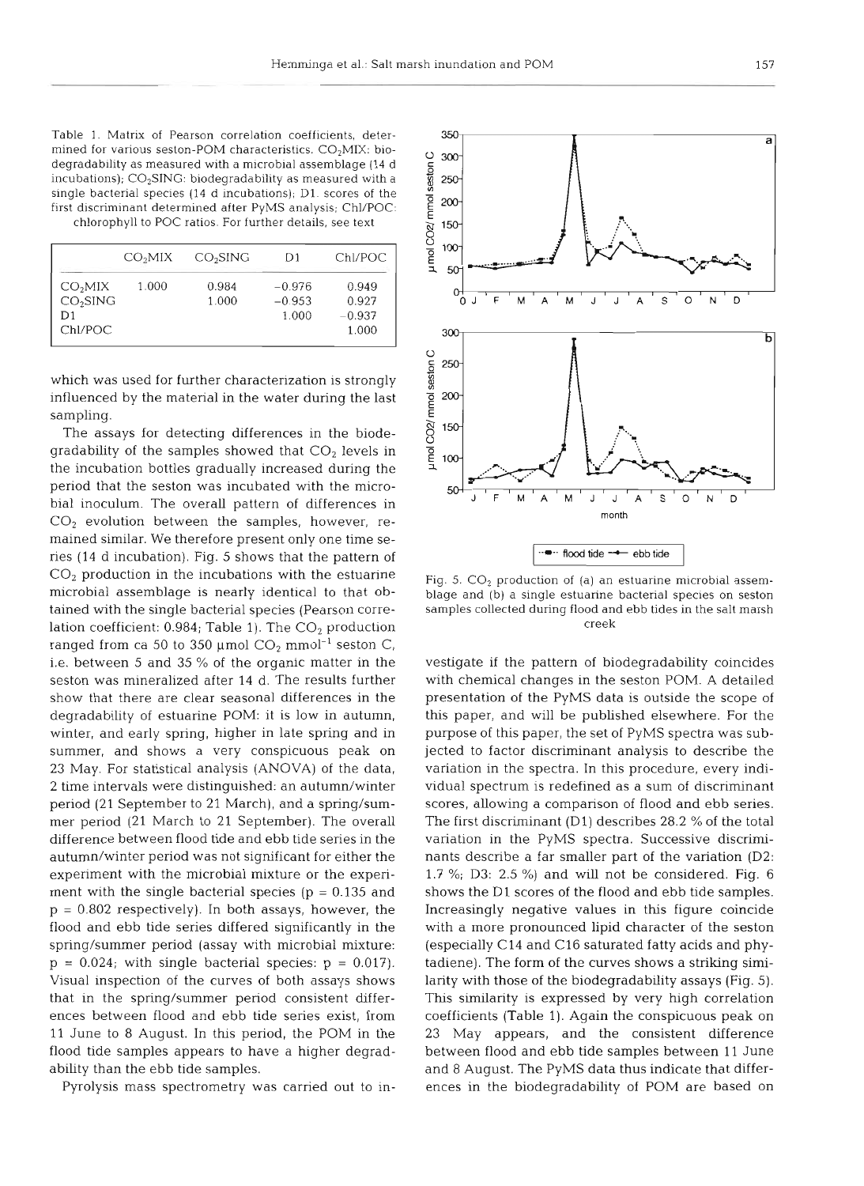Table 1. Matrix of Pearson correlation coefficients, determined for various seston-POM characteristics. $CO_2$MIX: biodegradability as measured with a microbial assemblage (14 d incubations); $CO_2$SING: biodegradability as measured with a single bacterial species (14 d incubations); D1: scores of the first discriminant determined after PyMS analysis; Chl/POC: chlorophyll to POC ratios. For further details, see text

| | $CO_2$MIX | $CO_2$SING | D1 | Chl/POC |
|---|---|---|---|---|
| $CO_2$MIX | 1.000 | 0.984 | −0.976 | 0.949 |
| $CO_2$SING | | 1.000 | −0.953 | 0.927 |
| D1 | | | 1.000 | −0.937 |
| Chl/POC | | | | 1.000 |

which was used for further characterization is strongly influenced by the material in the water during the last sampling.

The assays for detecting differences in the biodegradability of the samples showed that $CO_2$ levels in the incubation bottles gradually increased during the period that the seston was incubated with the microbial inoculum. The overall pattern of differences in $CO_2$ evolution between the samples, however, remained similar. We therefore present only one time series (14 d incubation). Fig. 5 shows that the pattern of $CO_2$ production in the incubations with the estuarine microbial assemblage is nearly identical to that obtained with the single bacterial species (Pearson correlation coefficient: 0.984; Table 1). The $CO_2$ production ranged from ca 50 to 350 µmol $CO_2$ mmol$^{-1}$ seston C, i.e. between 5 and 35 % of the organic matter in the seston was mineralized after 14 d. The results further show that there are clear seasonal differences in the degradability of estuarine POM: it is low in autumn, winter, and early spring, higher in late spring and in summer, and shows a very conspicuous peak on 23 May. For statistical analysis (ANOVA) of the data, 2 time intervals were distinguished: an autumn/winter period (21 September to 21 March), and a spring/summer period (21 March to 21 September). The overall difference between flood tide and ebb tide series in the autumn/winter period was not significant for either the experiment with the microbial mixture or the experiment with the single bacterial species ($p = 0.135$ and $p = 0.802$ respectively). In both assays, however, the flood and ebb tide series differed significantly in the spring/summer period (assay with microbial mixture: $p = 0.024$; with single bacterial species: $p = 0.017$). Visual inspection of the curves of both assays shows that in the spring/summer period consistent differences between flood and ebb tide series exist, from 11 June to 8 August. In this period, the POM in the flood tide samples appears to have a higher degradability than the ebb tide samples.

Pyrolysis mass spectrometry was carried out to investigate if the pattern of biodegradability coincides with chemical changes in the seston POM. A detailed presentation of the PyMS data is outside the scope of this paper, and will be published elsewhere. For the purpose of this paper, the set of PyMS spectra was subjected to factor discriminant analysis to describe the variation in the spectra. In this procedure, every individual spectrum is redefined as a sum of discriminant scores, allowing a comparison of flood and ebb series. The first discriminant (D1) describes 28.2 % of the total variation in the PyMS spectra. Successive discriminants describe a far smaller part of the variation (D2: 1.7 %; D3: 2.5 %) and will not be considered. Fig. 6 shows the D1 scores of the flood and ebb tide samples. Increasingly negative values in this figure coincide with a more pronounced lipid character of the seston (especially C14 and C16 saturated fatty acids and phytadiene). The form of the curves shows a striking similarity with those of the biodegradability assays (Fig. 5). This similarity is expressed by very high correlation coefficients (Table 1). Again the conspicuous peak on 23 May appears, and the consistent difference between flood and ebb tide samples between 11 June and 8 August. The PyMS data thus indicate that differences in the biodegradability of POM are based on

Fig. 5. $CO_2$ production of (a) an estuarine microbial assemblage and (b) a single estuarine bacterial species on seston samples collected during flood and ebb tides in the salt marsh creek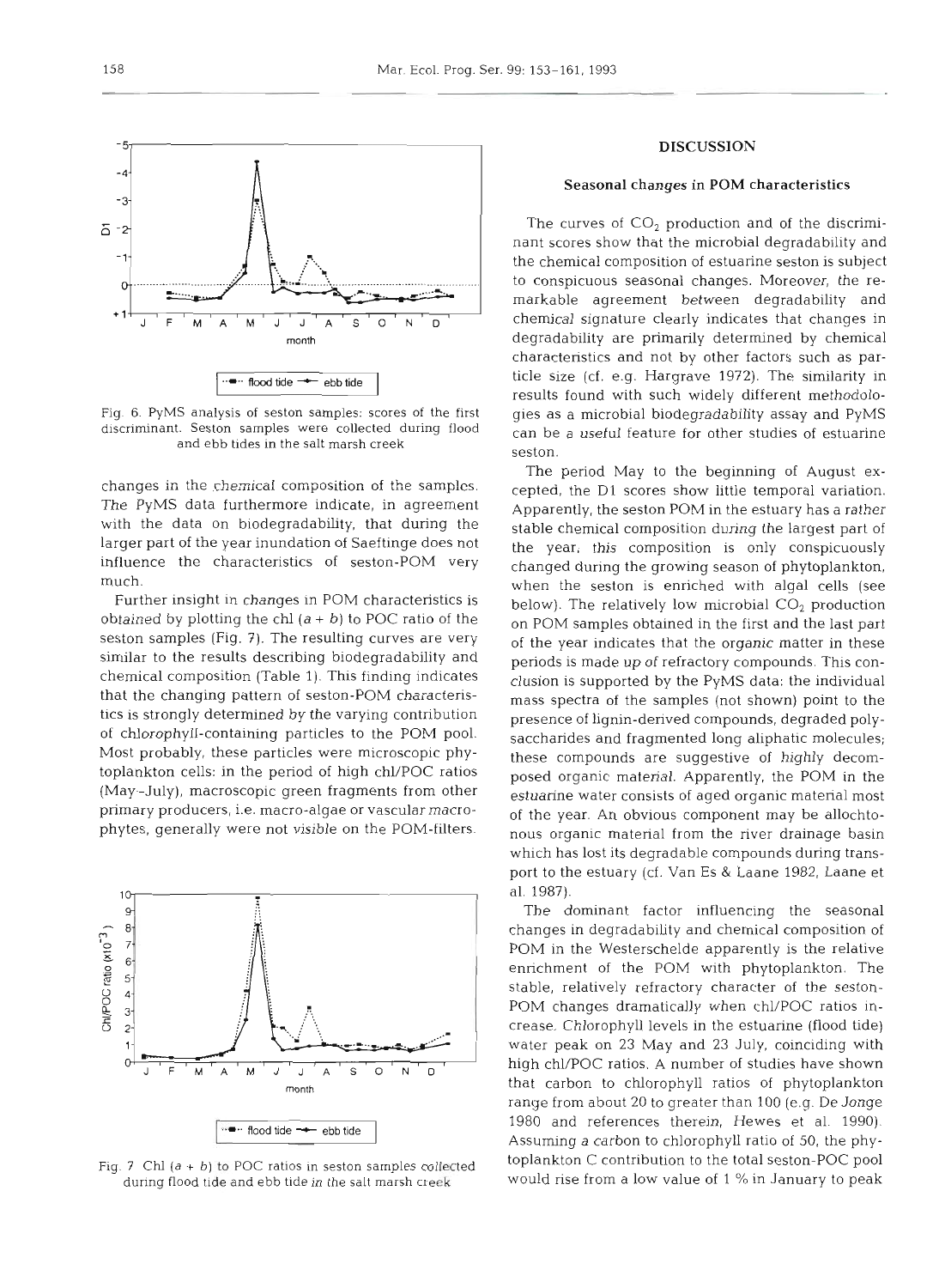Fig. 6. PyMS analysis of seston samples: scores of the first discriminant. Seston samples were collected during flood and ebb tides in the salt marsh creek

changes in the chemical composition of the samples. The PyMS data furthermore indicate, in agreement with the data on biodegradability, that during the larger part of the year inundation of Saeftinge does not influence the characteristics of seston-POM very much.

Further insight in changes in POM characteristics is obtained by plotting the chl ($a + b$) to POC ratio of the seston samples (Fig. 7). The resulting curves are very similar to the results describing biodegradability and chemical composition (Table 1). This finding indicates that the changing pattern of seston-POM characteristics is strongly determined by the varying contribution of chlorophyll-containing particles to the POM pool. Most probably, these particles were microscopic phytoplankton cells: in the period of high chl/POC ratios (May-July), macroscopic green fragments from other primary producers, i.e. macro-algae or vascular macrophytes, generally were not visible on the POM-filters.

Fig. 7. Chl ($a + b$) to POC ratios in seston samples collected during flood tide and ebb tide in the salt marsh creek

## DISCUSSION

### Seasonal changes in POM characteristics

The curves of $CO_2$ production and of the discriminant scores show that the microbial degradability and the chemical composition of estuarine seston is subject to conspicuous seasonal changes. Moreover, the remarkable agreement between degradability and chemical signature clearly indicates that changes in degradability are primarily determined by chemical characteristics and not by other factors such as particle size (cf. e.g. Hargrave 1972). The similarity in results found with such widely different methodologies as a microbial biodegradability assay and PyMS can be a useful feature for other studies of estuarine seston.

The period May to the beginning of August excepted, the D1 scores show little temporal variation. Apparently, the seston POM in the estuary has a rather stable chemical composition during the largest part of the year; this composition is only conspicuously changed during the growing season of phytoplankton, when the seston is enriched with algal cells (see below). The relatively low microbial $CO_2$ production on POM samples obtained in the first and the last part of the year indicates that the organic matter in these periods is made up of refractory compounds. This conclusion is supported by the PyMS data: the individual mass spectra of the samples (not shown) point to the presence of lignin-derived compounds, degraded polysaccharides and fragmented long aliphatic molecules; these compounds are suggestive of highly decomposed organic material. Apparently, the POM in the estuarine water consists of aged organic material most of the year. An obvious component may be allochtonous organic material from the river drainage basin which has lost its degradable compounds during transport to the estuary (cf. Van Es & Laane 1982, Laane et al. 1987).

The dominant factor influencing the seasonal changes in degradability and chemical composition of POM in the Westerschelde apparently is the relative enrichment of the POM with phytoplankton. The stable, relatively refractory character of the seston-POM changes dramatically when chl/POC ratios increase. Chlorophyll levels in the estuarine (flood tide) water peak on 23 May and 23 July, coinciding with high chl/POC ratios. A number of studies have shown that carbon to chlorophyll ratios of phytoplankton range from about 20 to greater than 100 (e.g. De Jonge 1980 and references therein, Hewes et al. 1990). Assuming a carbon to chlorophyll ratio of 50, the phytoplankton C contribution to the total seston-POC pool would rise from a low value of 1 % in January to peak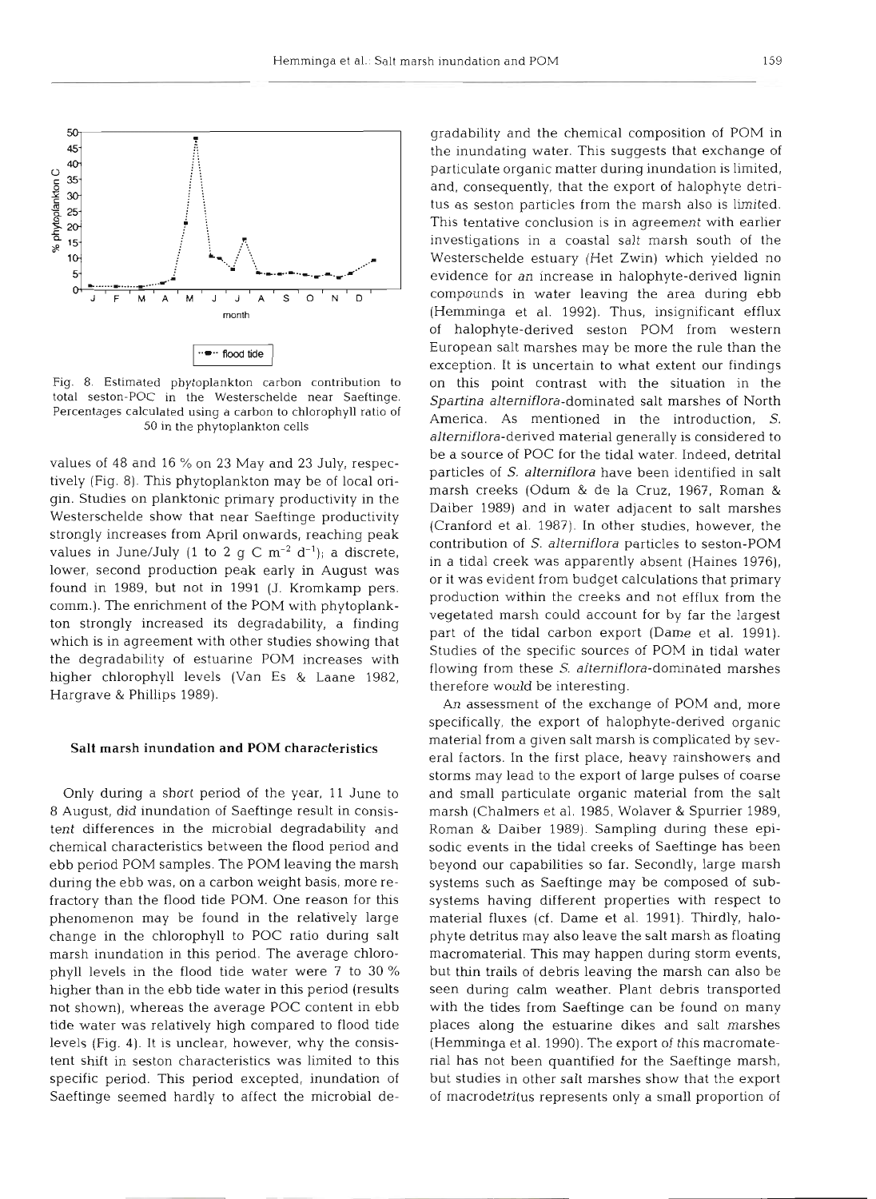Fig. 8. Estimated phytoplankton carbon contribution to total seston-POC in the Westerschelde near Saeftinge. Percentages calculated using a carbon to chlorophyll ratio of 50 in the phytoplankton cells

values of 48 and 16 % on 23 May and 23 July, respectively (Fig. 8). This phytoplankton may be of local origin. Studies on planktonic primary productivity in the Westerschelde show that near Saeftinge productivity strongly increases from April onwards, reaching peak values in June/July (1 to 2 g C $m^{-2}$ $d^{-1}$); a discrete, lower, second production peak early in August was found in 1989, but not in 1991 (J. Kromkamp pers. comm.). The enrichment of the POM with phytoplankton strongly increased its degradability, a finding which is in agreement with other studies showing that the degradability of estuarine POM increases with higher chlorophyll levels (Van Es & Laane 1982, Hargrave & Phillips 1989).

## Salt marsh inundation and POM characteristics

Only during a short period of the year, 11 June to 8 August, *did* inundation of Saeftinge result in consistent differences in the microbial degradability and chemical characteristics between the flood period and ebb period POM samples. The POM leaving the marsh during the ebb was, on a carbon weight basis, more refractory than the flood tide POM. One reason for this phenomenon may be found in the relatively large change in the chlorophyll to POC ratio during salt marsh inundation in this period. The average chlorophyll levels in the flood tide water were 7 to 30 % higher than in the ebb tide water in this period (results not shown), whereas the average POC content in ebb tide water was relatively high compared to flood tide levels (Fig. 4). It is unclear, however, why the consistent shift in seston characteristics was limited to this specific period. This period excepted, inundation of Saeftinge seemed hardly to affect the microbial degradability and the chemical composition of POM in the inundating water. This suggests that exchange of particulate organic matter during inundation is limited, and, consequently, that the export of halophyte detritus as seston particles from the marsh also is limited. This tentative conclusion is in agreement with earlier investigations in a coastal salt marsh south of the Westerschelde estuary (Het Zwin) which yielded no evidence for an increase in halophyte-derived lignin compounds in water leaving the area during ebb (Hemminga et al. 1992). Thus, insignificant efflux of halophyte-derived seston POM from western European salt marshes may be more the rule than the exception. It is uncertain to what extent our findings on this point contrast with the situation in the *Spartina alterniflora*-dominated salt marshes of North America. As mentioned in the introduction, *S. alterniflora*-derived material generally is considered to be a source of POC for the tidal water. Indeed, detrital particles of *S. alterniflora* have been identified in salt marsh creeks (Odum & de la Cruz, 1967, Roman & Daiber 1989) and in water adjacent to salt marshes (Cranford et al. 1987). In other studies, however, the contribution of *S. alterniflora* particles to seston-POM in a tidal creek was apparently absent (Haines 1976), or it was evident from budget calculations that primary production within the creeks and not efflux from the vegetated marsh could account for by far the largest part of the tidal carbon export (Dame et al. 1991). Studies of the specific sources of POM in tidal water flowing from these *S. alterniflora*-dominated marshes therefore would be interesting.

An assessment of the exchange of POM and, more specifically, the export of halophyte-derived organic material from a given salt marsh is complicated by several factors. In the first place, heavy rainshowers and storms may lead to the export of large pulses of coarse and small particulate organic material from the salt marsh (Chalmers et al. 1985, Wolaver & Spurrier 1989, Roman & Daiber 1989). Sampling during these episodic events in the tidal creeks of Saeftinge has been beyond our capabilities so far. Secondly, large marsh systems such as Saeftinge may be composed of subsystems having different properties with respect to material fluxes (cf. Dame et al. 1991). Thirdly, halophyte detritus may also leave the salt marsh as floating macromaterial. This may happen during storm events, but thin trails of debris leaving the marsh can also be seen during calm weather. Plant debris transported with the tides from Saeftinge can be found on many places along the estuarine dikes and salt marshes (Hemminga et al. 1990). The export of this macromaterial has not been quantified for the Saeftinge marsh, but studies in other salt marshes show that the export of macrodetritus represents only a small proportion of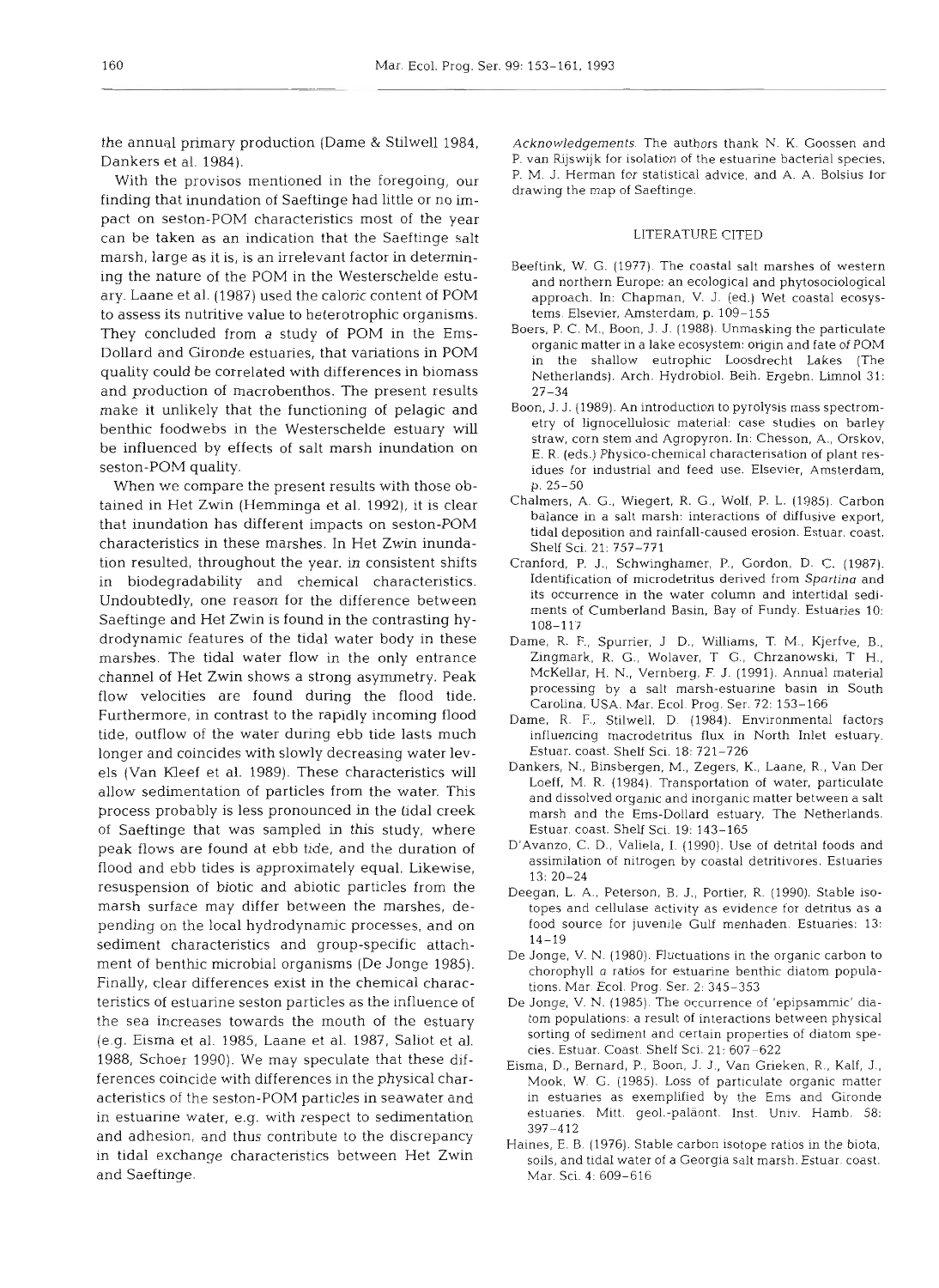the annual primary production (Dame & Stilwell 1984, Dankers et al. 1984).

With the provisos mentioned in the foregoing, our finding that inundation of Saeftinge had little or no impact on seston-POM characteristics most of the year can be taken as an indication that the Saeftinge salt marsh, large as it is, is an irrelevant factor in determining the nature of the POM in the Westerschelde estuary. Laane et al. (1987) used the caloric content of POM to assess its nutritive value to heterotrophic organisms. They concluded from a study of POM in the Ems-Dollard and Gironde estuaries, that variations in POM quality could be correlated with differences in biomass and production of macrobenthos. The present results make it unlikely that the functioning of pelagic and benthic foodwebs in the Westerschelde estuary will be influenced by effects of salt marsh inundation on seston-POM quality.

When we compare the present results with those obtained in Het Zwin (Hemminga et al. 1992), it is clear that inundation has different impacts on seston-POM characteristics in these marshes. In Het Zwin inundation resulted, throughout the year, in consistent shifts in biodegradability and chemical characteristics. Undoubtedly, one reason for the difference between Saeftinge and Het Zwin is found in the contrasting hydrodynamic features of the tidal water body in these marshes. The tidal water flow in the only entrance channel of Het Zwin shows a strong asymmetry. Peak flow velocities are found during the flood tide. Furthermore, in contrast to the rapidly incoming flood tide, outflow of the water during ebb tide lasts much longer and coincides with slowly decreasing water levels (Van Kleef et al. 1989). These characteristics will allow sedimentation of particles from the water. This process probably is less pronounced in the tidal creek of Saeftinge that was sampled in this study, where peak flows are found at ebb tide, and the duration of flood and ebb tides is approximately equal. Likewise, resuspension of biotic and abiotic particles from the marsh surface may differ between the marshes, depending on the local hydrodynamic processes, and on sediment characteristics and group-specific attachment of benthic microbial organisms (De Jonge 1985). Finally, clear differences exist in the chemical characteristics of estuarine seston particles as the influence of the sea increases towards the mouth of the estuary (e.g. Eisma et al. 1985, Laane et al. 1987, Saliot et al. 1988, Schoer 1990). We may speculate that these differences coincide with differences in the physical characteristics of the seston-POM particles in seawater and in estuarine water, e.g. with respect to sedimentation and adhesion, and thus contribute to the discrepancy in tidal exchange characteristics between Het Zwin and Saeftinge.

*Acknowledgements.* The authors thank N. K. Goossen and P. van Rijswijk for isolation of the estuarine bacterial species, P. M. J. Herman for statistical advice, and A. A. Bolsius for drawing the map of Saeftinge.

## LITERATURE CITED

Beeftink, W. G. (1977). The coastal salt marshes of western and northern Europe: an ecological and phytosociological approach. In: Chapman, V. J. (ed.) Wet coastal ecosystems. Elsevier, Amsterdam, p. 109–155

Boers, P. C. M., Boon, J. J. (1988). Unmasking the particulate organic matter in a lake ecosystem: origin and fate of POM in the shallow eutrophic Loosdrecht Lakes (The Netherlands). Arch. Hydrobiol. Beih. Ergebn. Limnol 31: 27–34

Boon, J. J. (1989). An introduction to pyrolysis mass spectrometry of lignocellulosic material: case studies on barley straw, corn stem and Agropyron. In: Chesson, A., Orskov, E. R. (eds.) Physico-chemical characterisation of plant residues for industrial and feed use. Elsevier, Amsterdam, p. 25–50

Chalmers, A. G., Wiegert, R. G., Wolf, P. L. (1985). Carbon balance in a salt marsh: interactions of diffusive export, tidal deposition and rainfall-caused erosion. Estuar. coast. Shelf Sci. 21: 757–771

Cranford, P. J., Schwinghamer, P., Gordon, D. C. (1987). Identification of microdetritus derived from *Spartina* and its occurrence in the water column and intertidal sediments of Cumberland Basin, Bay of Fundy. Estuaries 10: 108–117

Dame, R. F., Spurrier, J. D., Williams, T. M., Kjerfve, B., Zingmark, R. G., Wolaver, T. G., Chrzanowski, T. H., McKellar, H. N., Vernberg, F. J. (1991). Annual material processing by a salt marsh-estuarine basin in South Carolina, USA. Mar. Ecol. Prog. Ser. 72: 153–166

Dame, R. F., Stilwell, D. (1984). Environmental factors influencing macrodetritus flux in North Inlet estuary. Estuar. coast. Shelf Sci. 18: 721–726

Dankers, N., Binsbergen, M., Zegers, K., Laane, R., Van Der Loeff, M. R. (1984). Transportation of water, particulate and dissolved organic and inorganic matter between a salt marsh and the Ems-Dollard estuary, The Netherlands. Estuar. coast. Shelf Sci. 19: 143–165

D'Avanzo, C. D., Valiela, I. (1990). Use of detrital foods and assimilation of nitrogen by coastal detritivores. Estuaries 13: 20–24

Deegan, L. A., Peterson, B. J., Portier, R. (1990). Stable isotopes and cellulase activity as evidence for detritus as a food source for juvenile Gulf menhaden. Estuaries: 13: 14–19

De Jonge, V. N. (1980). Fluctuations in the organic carbon to chorophyll *a* ratios for estuarine benthic diatom populations. Mar. Ecol. Prog. Ser. 2: 345–353

De Jonge, V. N. (1985). The occurrence of 'epipsammic' diatom populations: a result of interactions between physical sorting of sediment and certain properties of diatom species. Estuar. Coast. Shelf Sci. 21: 607–622

Eisma, D., Bernard, P., Boon, J. J., Van Grieken, R., Kalf, J., Mook, W. G. (1985). Loss of particulate organic matter in estuaries as exemplified by the Ems and Gironde estuaries. Mitt. geol.-paläont. Inst. Univ. Hamb. 58: 397–412

Haines, E. B. (1976). Stable carbon isotope ratios in the biota, soils, and tidal water of a Georgia salt marsh. Estuar. coast. Mar. Sci. 4: 609–616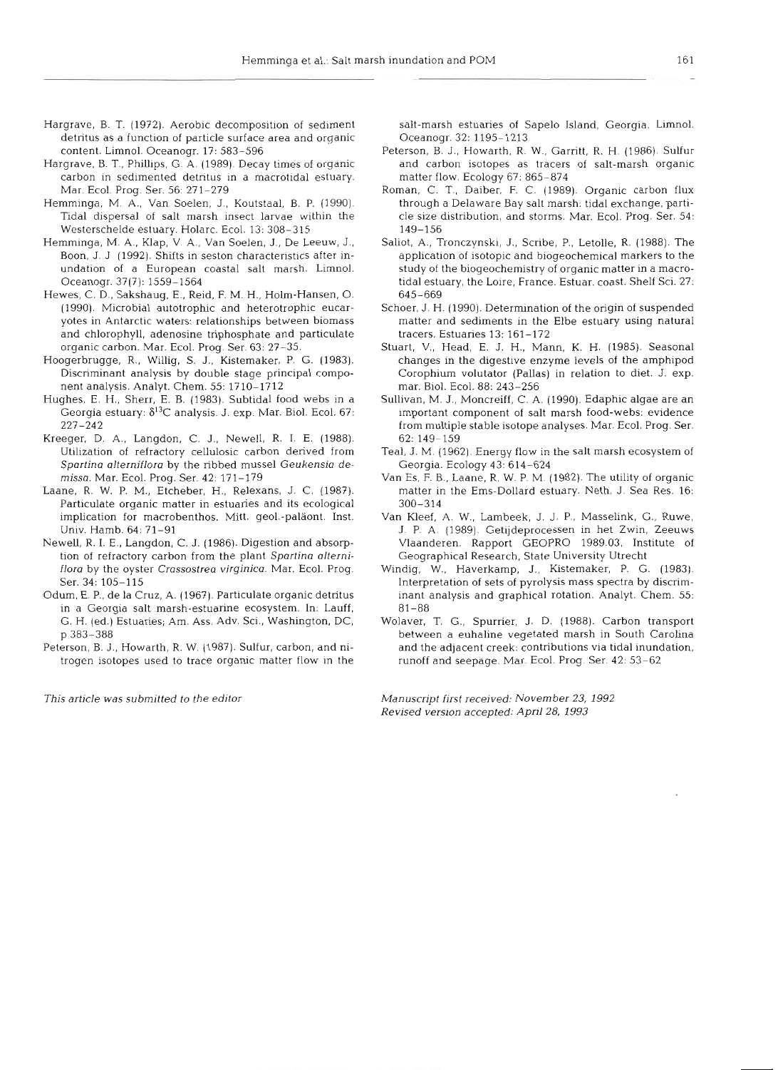Hargrave, B. T. (1972). Aerobic decomposition of sediment detritus as a function of particle surface area and organic content. Limnol. Oceanogr. 17: 583–596

Hargrave, B. T., Phillips, G. A. (1989). Decay times of organic carbon in sedimented detritus in a macrotidal estuary. Mar. Ecol. Prog. Ser. 56: 271–279

Hemminga, M. A., Van Soelen, J., Koutstaal, B. P. (1990). Tidal dispersal of salt marsh insect larvae within the Westerschelde estuary. Holarc. Ecol. 13: 308–315

Hemminga, M. A., Klap, V. A., Van Soelen, J., De Leeuw, J., Boon, J. J (1992). Shifts in seston characteristics after inundation of a European coastal salt marsh. Limnol. Oceanogr. 37(7): 1559–1564

Hewes, C. D., Sakshaug, E., Reid, F. M. H., Holm-Hansen, O. (1990). Microbial autotrophic and heterotrophic eucaryotes in Antarctic waters: relationships between biomass and chlorophyll, adenosine triphosphate and particulate organic carbon. Mar. Ecol. Prog. Ser. 63: 27–35.

Hoogerbrugge, R., Willig, S. J., Kistemaker, P. G. (1983). Discriminant analysis by double stage principal component analysis. Analyt. Chem. 55: 1710–1712

Hughes, E. H., Sherr, E. B. (1983). Subtidal food webs in a Georgia estuary: $\delta^{13}C$ analysis. J. exp. Mar. Biol. Ecol. 67: 227–242

Kreeger, D. A., Langdon, C. J., Newell, R. I. E. (1988). Utilization of refractory cellulosic carbon derived from *Spartina alterniflora* by the ribbed mussel *Geukensia demissa*. Mar. Ecol. Prog. Ser. 42: 171–179

Laane, R. W. P. M., Etcheber, H., Relexans, J. C. (1987). Particulate organic matter in estuaries and its ecological implication for macrobenthos. Mitt. geol.-paläont. Inst. Univ. Hamb. 64: 71–91

Newell, R. I. E., Langdon, C. J. (1986). Digestion and absorption of refractory carbon from the plant *Spartina alterniflora* by the oyster *Crassostrea virginica*. Mar. Ecol. Prog. Ser. 34: 105–115

Odum, E. P., de la Cruz, A. (1967). Particulate organic detritus in a Georgia salt marsh-estuarine ecosystem. In: Lauff, G. H. (ed.) Estuaries; Am. Ass. Adv. Sci., Washington, DC, p 383–388

Peterson, B. J., Howarth, R. W. (1987). Sulfur, carbon, and nitrogen isotopes used to trace organic matter flow in the salt-marsh estuaries of Sapelo Island, Georgia. Limnol. Oceanogr. 32: 1195–1213

Peterson, B. J., Howarth, R. W., Garritt, R. H. (1986). Sulfur and carbon isotopes as tracers of salt-marsh organic matter flow. Ecology 67: 865–874

Roman, C. T., Daiber, F. C. (1989). Organic carbon flux through a Delaware Bay salt marsh: tidal exchange, particle size distribution, and storms. Mar. Ecol. Prog. Ser. 54: 149–156

Saliot, A., Tronczynski, J., Scribe, P., Letolle, R. (1988). The application of isotopic and biogeochemical markers to the study of the biogeochemistry of organic matter in a macrotidal estuary, the Loire, France. Estuar. coast. Shelf Sci. 27: 645–669

Schoer, J. H. (1990). Determination of the origin of suspended matter and sediments in the Elbe estuary using natural tracers. Estuaries 13: 161–172

Stuart, V., Head, E. J. H., Mann, K. H. (1985). Seasonal changes in the digestive enzyme levels of the amphipod Corophium volutator (Pallas) in relation to diet. J. exp. mar. Biol. Ecol. 88: 243–256

Sullivan, M. J., Moncreiff, C. A. (1990). Edaphic algae are an important component of salt marsh food-webs: evidence from multiple stable isotope analyses. Mar. Ecol. Prog. Ser. 62: 149–159

Teal, J. M. (1962). Energy flow in the salt marsh ecosystem of Georgia. Ecology 43: 614–624

Van Es, F. B., Laane, R. W. P. M. (1982). The utility of organic matter in the Ems-Dollard estuary. Neth. J. Sea Res. 16: 300–314

Van Kleef, A. W., Lambeek, J. J. P., Masselink, G., Ruwe, J. P. A. (1989). Getijdeprocessen in het Zwin, Zeeuws Vlaanderen. Rapport GEOPRO 1989.03, Institute of Geographical Research, State University Utrecht

Windig, W., Haverkamp, J., Kistemaker, P. G. (1983). Interpretation of sets of pyrolysis mass spectra by discriminant analysis and graphical rotation. Analyt. Chem. 55: 81–88

Wolaver, T. G., Spurrier, J. D. (1988). Carbon transport between a euhaline vegetated marsh in South Carolina and the adjacent creek: contributions via tidal inundation, runoff and seepage. Mar. Ecol. Prog. Ser. 42: 53–62

*This article was submitted to the editor*

*Manuscript first received: November 23, 1992*
*Revised version accepted: April 28, 1993*